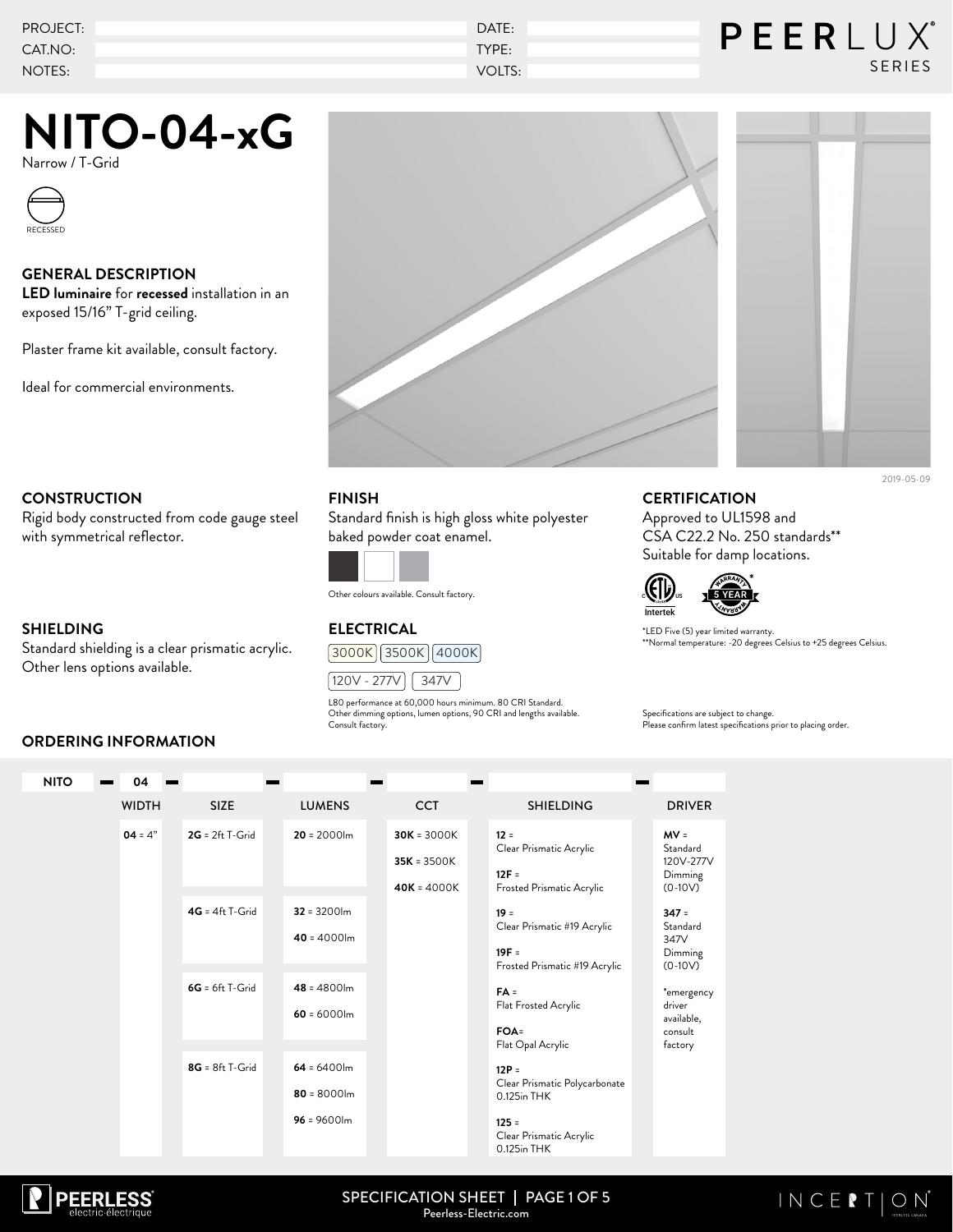PROJECT:
CAT.NO:
NOTES:

DATE:
TYPE:
VOLTS:

PEERLUX SERIES

# NITO-04-xG

Narrow / T-Grid

RECESSED

## GENERAL DESCRIPTION

**LED luminaire** for **recessed** installation in an exposed 15/16" T-grid ceiling.

Plaster frame kit available, consult factory.

Ideal for commercial environments.

2019-05-09

## CONSTRUCTION

Rigid body constructed from code gauge steel with symmetrical reflector.

## SHIELDING

Standard shielding is a clear prismatic acrylic. Other lens options available.

## FINISH

Standard finish is high gloss white polyester baked powder coat enamel.

Other colours available. Consult factory.

## ELECTRICAL

3000K | 3500K | 4000K

120V - 277V | 347V

L80 performance at 60,000 hours minimum. 80 CRI Standard. Other dimming options, lumen options, 90 CRI and lengths available. Consult factory.

## CERTIFICATION

Approved to UL1598 and CSA C22.2 No. 250 standards**
Suitable for damp locations.

Intertek

5 YEAR WARRANTY*

*LED Five (5) year limited warranty.
**Normal temperature: -20 degrees Celsius to +25 degrees Celsius.

Specifications are subject to change.
Please confirm latest specifications prior to placing order.

## ORDERING INFORMATION

NITO – 04 – ___ – ___ – ___ – ___ – ___

| WIDTH | SIZE | LUMENS | CCT | SHIELDING | DRIVER |
|---|---|---|---|---|---|
| **04** = 4" | **2G** = 2ft T-Grid | **20** = 2000lm | **30K** = 3000K | **12** = Clear Prismatic Acrylic | **MV** = Standard 120V-277V Dimming (0-10V) |
| | | | **35K** = 3500K | **12F** = Frosted Prismatic Acrylic | |
| | | | **40K** = 4000K | | |
| | **4G** = 4ft T-Grid | **32** = 3200lm | | **19** = Clear Prismatic #19 Acrylic | **347** = Standard 347V Dimming (0-10V) |
| | | **40** = 4000lm | | **19F** = Frosted Prismatic #19 Acrylic | |
| | **6G** = 6ft T-Grid | **48** = 4800lm | | **FA** = Flat Frosted Acrylic | *emergency driver available, consult factory |
| | | **60** = 6000lm | | **FOA** = Flat Opal Acrylic | |
| | **8G** = 8ft T-Grid | **64** = 6400lm | | **12P** = Clear Prismatic Polycarbonate 0.125in THK | |
| | | **80** = 8000lm | | | |
| | | **96** = 9600lm | | **125** = Clear Prismatic Acrylic 0.125in THK | |

PEERLESS electric·électrique

SPECIFICATION SHEET | Peerless-Electric.com

INCEPTION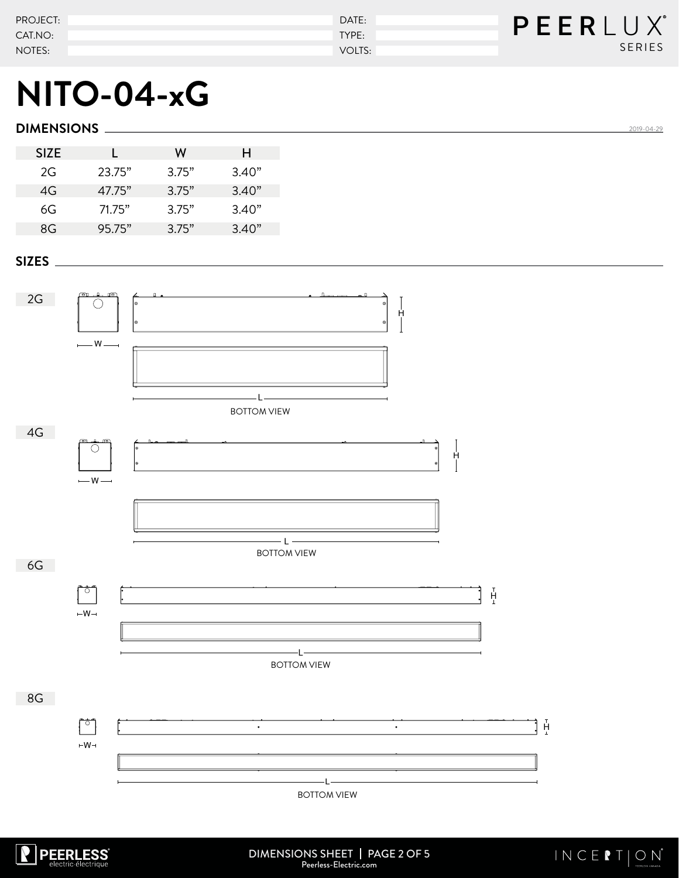PROJECT:
CAT.NO:
NOTES:

DATE:
TYPE:
VOLTS:

PEERLUX SERIES

# NITO-04-xG

## DIMENSIONS

2019-04-29

| SIZE | L | W | H |
|---|---|---|---|
| 2G | 23.75" | 3.75" | 3.40" |
| 4G | 47.75" | 3.75" | 3.40" |
| 6G | 71.75" | 3.75" | 3.40" |
| 8G | 95.75" | 3.75" | 3.40" |

## SIZES

2G

W H L

BOTTOM VIEW

4G

W H L

BOTTOM VIEW

6G

W H L

BOTTOM VIEW

8G

W H L

BOTTOM VIEW

DIMENSIONS SHEET | PAGE 2 OF 5
Peerless-Electric.com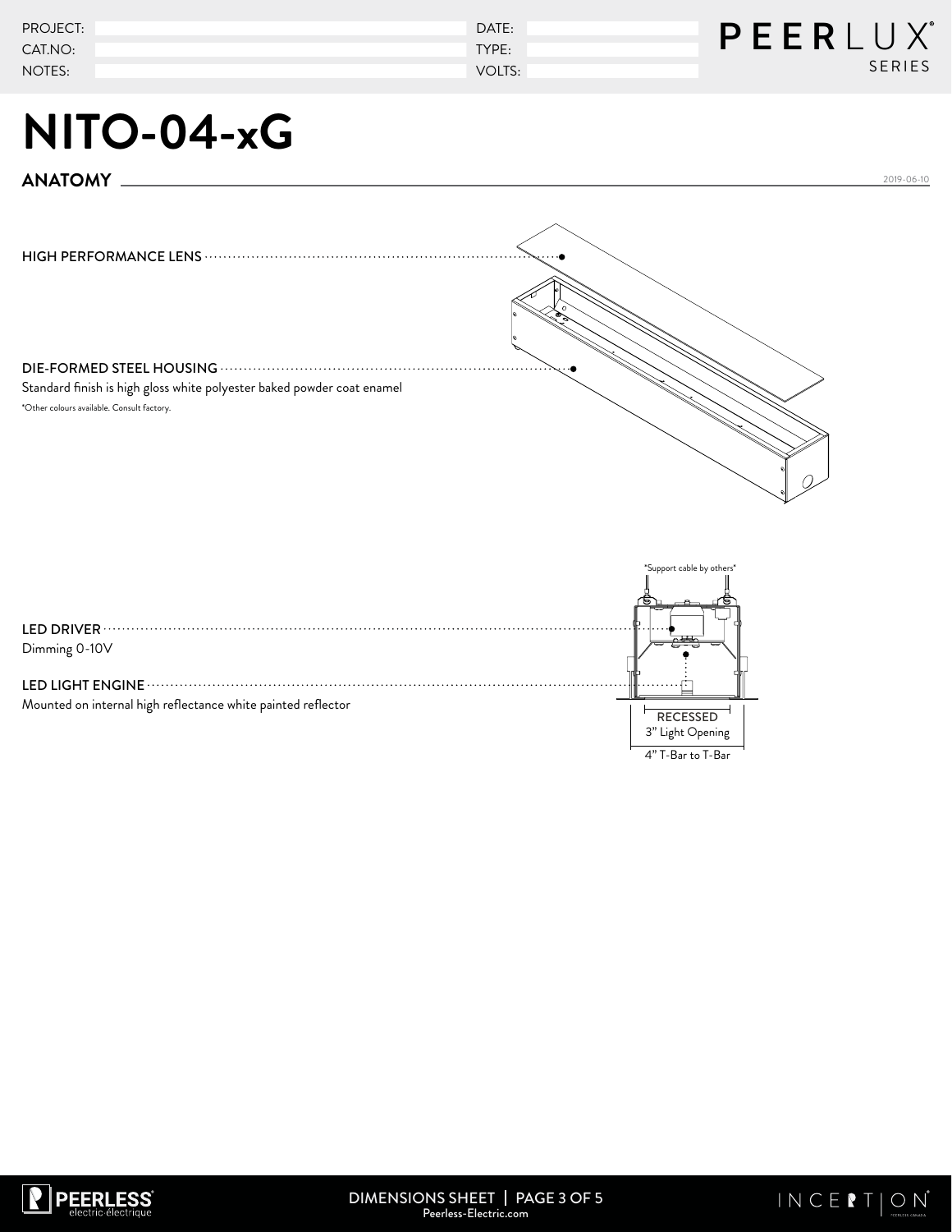PROJECT:
CAT.NO:
NOTES:

DATE:
TYPE:
VOLTS:

# NITO-04-xG

## ANATOMY

2019-06-10

HIGH PERFORMANCE LENS

DIE-FORMED STEEL HOUSING
Standard finish is high gloss white polyester baked powder coat enamel
*Other colours available. Consult factory.

*Support cable by others*

LED DRIVER
Dimming 0-10V

LED LIGHT ENGINE
Mounted on internal high reflectance white painted reflector

RECESSED
3" Light Opening
4" T-Bar to T-Bar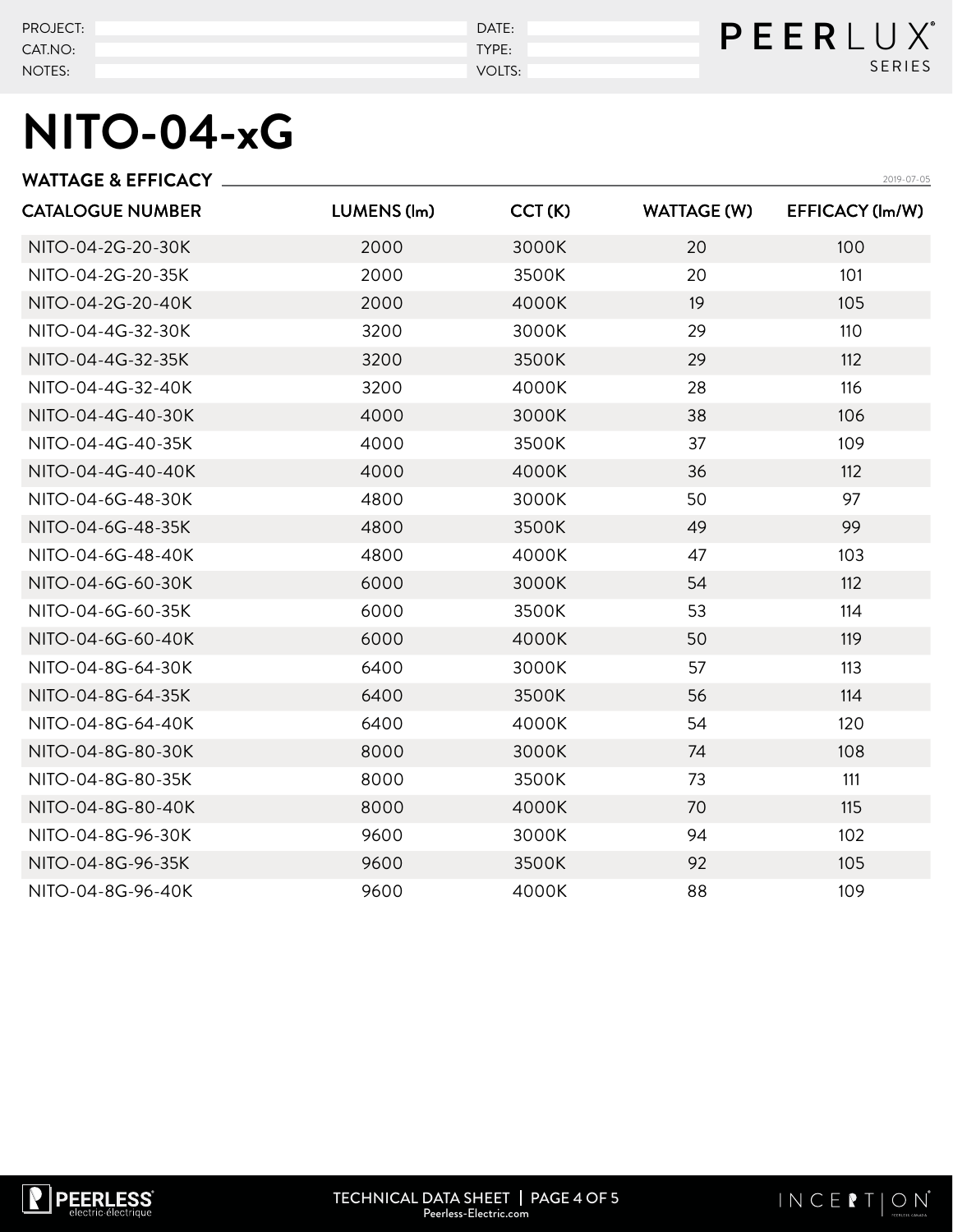PROJECT:
CAT.NO:
NOTES:

DATE:
TYPE:
VOLTS:

# NITO-04-xG

## WATTAGE & EFFICACY

2019-07-05

| CATALOGUE NUMBER | LUMENS (lm) | CCT (K) | WATTAGE (W) | EFFICACY (lm/W) |
|---|---|---|---|---|
| NITO-04-2G-20-30K | 2000 | 3000K | 20 | 100 |
| NITO-04-2G-20-35K | 2000 | 3500K | 20 | 101 |
| NITO-04-2G-20-40K | 2000 | 4000K | 19 | 105 |
| NITO-04-4G-32-30K | 3200 | 3000K | 29 | 110 |
| NITO-04-4G-32-35K | 3200 | 3500K | 29 | 112 |
| NITO-04-4G-32-40K | 3200 | 4000K | 28 | 116 |
| NITO-04-4G-40-30K | 4000 | 3000K | 38 | 106 |
| NITO-04-4G-40-35K | 4000 | 3500K | 37 | 109 |
| NITO-04-4G-40-40K | 4000 | 4000K | 36 | 112 |
| NITO-04-6G-48-30K | 4800 | 3000K | 50 | 97 |
| NITO-04-6G-48-35K | 4800 | 3500K | 49 | 99 |
| NITO-04-6G-48-40K | 4800 | 4000K | 47 | 103 |
| NITO-04-6G-60-30K | 6000 | 3000K | 54 | 112 |
| NITO-04-6G-60-35K | 6000 | 3500K | 53 | 114 |
| NITO-04-6G-60-40K | 6000 | 4000K | 50 | 119 |
| NITO-04-8G-64-30K | 6400 | 3000K | 57 | 113 |
| NITO-04-8G-64-35K | 6400 | 3500K | 56 | 114 |
| NITO-04-8G-64-40K | 6400 | 4000K | 54 | 120 |
| NITO-04-8G-80-30K | 8000 | 3000K | 74 | 108 |
| NITO-04-8G-80-35K | 8000 | 3500K | 73 | 111 |
| NITO-04-8G-80-40K | 8000 | 4000K | 70 | 115 |
| NITO-04-8G-96-30K | 9600 | 3000K | 94 | 102 |
| NITO-04-8G-96-35K | 9600 | 3500K | 92 | 105 |
| NITO-04-8G-96-40K | 9600 | 4000K | 88 | 109 |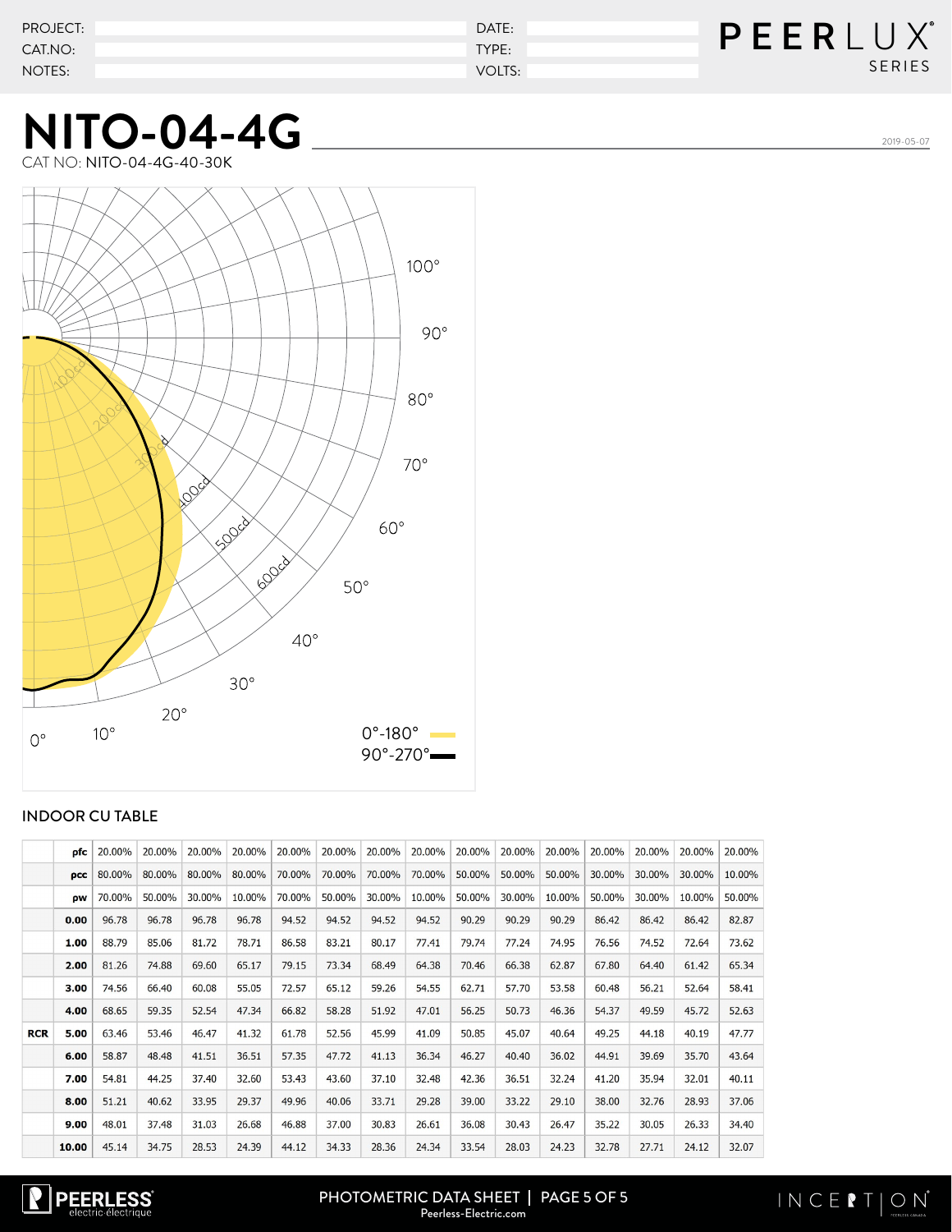PROJECT:
CAT.NO:
NOTES:

DATE:
TYPE:
VOLTS:

PEERLUX SERIES

# NITO-04-4G

CAT NO: NITO-04-4G-40-30K

2019-05-07

100°
90°
80°
70°
60°
50°
40°
30°
20°
10°
0°
100cd
200cd
300cd
400cd
500cd
600cd
0°-180°
90°-270°

## INDOOR CU TABLE

| | pfc | 20.00% | 20.00% | 20.00% | 20.00% | 20.00% | 20.00% | 20.00% | 20.00% | 20.00% | 20.00% | 20.00% | 20.00% | 20.00% | 20.00% | 20.00% |
|---|---|---|---|---|---|---|---|---|---|---|---|---|---|---|---|---|
| | pcc | 80.00% | 80.00% | 80.00% | 80.00% | 70.00% | 70.00% | 70.00% | 70.00% | 50.00% | 50.00% | 50.00% | 30.00% | 30.00% | 30.00% | 10.00% |
| | pw | 70.00% | 50.00% | 30.00% | 10.00% | 70.00% | 50.00% | 30.00% | 10.00% | 50.00% | 30.00% | 10.00% | 50.00% | 30.00% | 10.00% | 50.00% |
| | 0.00 | 96.78 | 96.78 | 96.78 | 96.78 | 94.52 | 94.52 | 94.52 | 94.52 | 90.29 | 90.29 | 90.29 | 86.42 | 86.42 | 86.42 | 82.87 |
| | 1.00 | 88.79 | 85.06 | 81.72 | 78.71 | 86.58 | 83.21 | 80.17 | 77.41 | 79.74 | 77.24 | 74.95 | 76.56 | 74.52 | 72.64 | 73.62 |
| | 2.00 | 81.26 | 74.88 | 69.60 | 65.17 | 79.15 | 73.34 | 68.49 | 64.38 | 70.46 | 66.38 | 62.87 | 67.80 | 64.40 | 61.42 | 65.34 |
| | 3.00 | 74.56 | 66.40 | 60.08 | 55.05 | 72.57 | 65.12 | 59.26 | 54.55 | 62.71 | 57.70 | 53.58 | 60.48 | 56.21 | 52.64 | 58.41 |
| | 4.00 | 68.65 | 59.35 | 52.54 | 47.34 | 66.82 | 58.28 | 51.92 | 47.01 | 56.25 | 50.73 | 46.36 | 54.37 | 49.59 | 45.72 | 52.63 |
| RCR | 5.00 | 63.46 | 53.46 | 46.47 | 41.32 | 61.78 | 52.56 | 45.99 | 41.09 | 50.85 | 45.07 | 40.64 | 49.25 | 44.18 | 40.19 | 47.77 |
| | 6.00 | 58.87 | 48.48 | 41.51 | 36.51 | 57.35 | 47.72 | 41.13 | 36.34 | 46.27 | 40.40 | 36.02 | 44.91 | 39.69 | 35.70 | 43.64 |
| | 7.00 | 54.81 | 44.25 | 37.40 | 32.60 | 53.43 | 43.60 | 37.10 | 32.48 | 42.36 | 36.51 | 32.24 | 41.20 | 35.94 | 32.01 | 40.11 |
| | 8.00 | 51.21 | 40.62 | 33.95 | 29.37 | 49.96 | 40.06 | 33.71 | 29.28 | 39.00 | 33.22 | 29.10 | 38.00 | 32.76 | 28.93 | 37.06 |
| | 9.00 | 48.01 | 37.48 | 31.03 | 26.68 | 46.88 | 37.00 | 30.83 | 26.61 | 36.08 | 30.43 | 26.47 | 35.22 | 30.05 | 26.33 | 34.40 |
| | 10.00 | 45.14 | 34.75 | 28.53 | 24.39 | 44.12 | 34.33 | 28.36 | 24.34 | 33.54 | 28.03 | 24.23 | 32.78 | 27.71 | 24.12 | 32.07 |

PEERLESS electric·électrique

PHOTOMETRIC DATA SHEET
Peerless-Electric.com

INCERTION